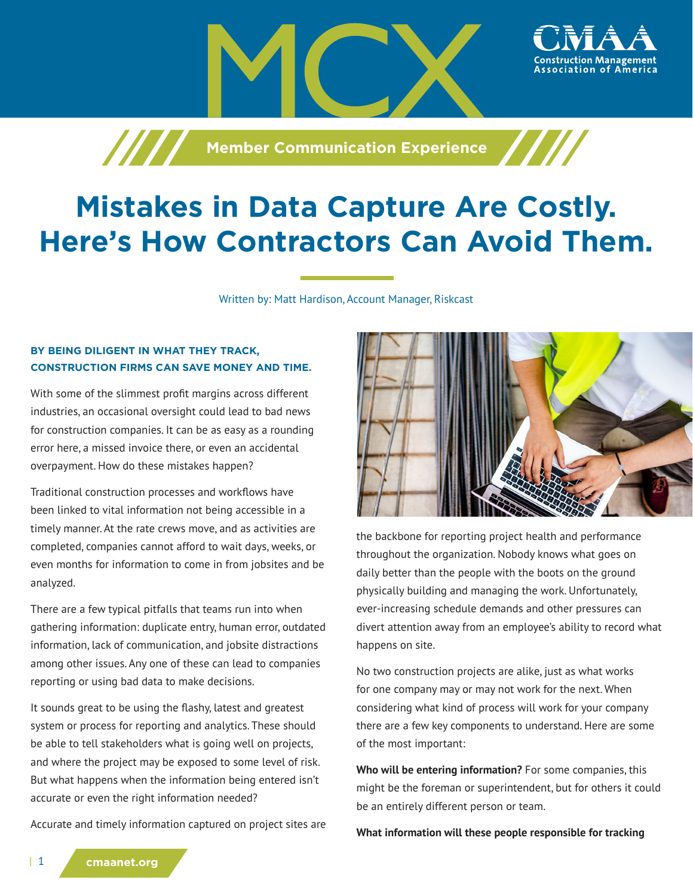MCX

CMAA Construction Management Association of America

Member Communication Experience

# Mistakes in Data Capture Are Costly. Here's How Contractors Can Avoid Them.

Written by: Matt Hardison, Account Manager, Riskcast

**BY BEING DILIGENT IN WHAT THEY TRACK, CONSTRUCTION FIRMS CAN SAVE MONEY AND TIME.**

With some of the slimmest profit margins across different industries, an occasional oversight could lead to bad news for construction companies. It can be as easy as a rounding error here, a missed invoice there, or even an accidental overpayment. How do these mistakes happen?

Traditional construction processes and workflows have been linked to vital information not being accessible in a timely manner. At the rate crews move, and as activities are completed, companies cannot afford to wait days, weeks, or even months for information to come in from jobsites and be analyzed.

There are a few typical pitfalls that teams run into when gathering information: duplicate entry, human error, outdated information, lack of communication, and jobsite distractions among other issues. Any one of these can lead to companies reporting or using bad data to make decisions.

It sounds great to be using the flashy, latest and greatest system or process for reporting and analytics. These should be able to tell stakeholders what is going well on projects, and where the project may be exposed to some level of risk. But what happens when the information being entered isn't accurate or even the right information needed?

Accurate and timely information captured on project sites are the backbone for reporting project health and performance throughout the organization. Nobody knows what goes on daily better than the people with the boots on the ground physically building and managing the work. Unfortunately, ever-increasing schedule demands and other pressures can divert attention away from an employee's ability to record what happens on site.

No two construction projects are alike, just as what works for one company may or may not work for the next. When considering what kind of process will work for your company there are a few key components to understand. Here are some of the most important:

**Who will be entering information?** For some companies, this might be the foreman or superintendent, but for others it could be an entirely different person or team.

**What information will these people responsible for tracking**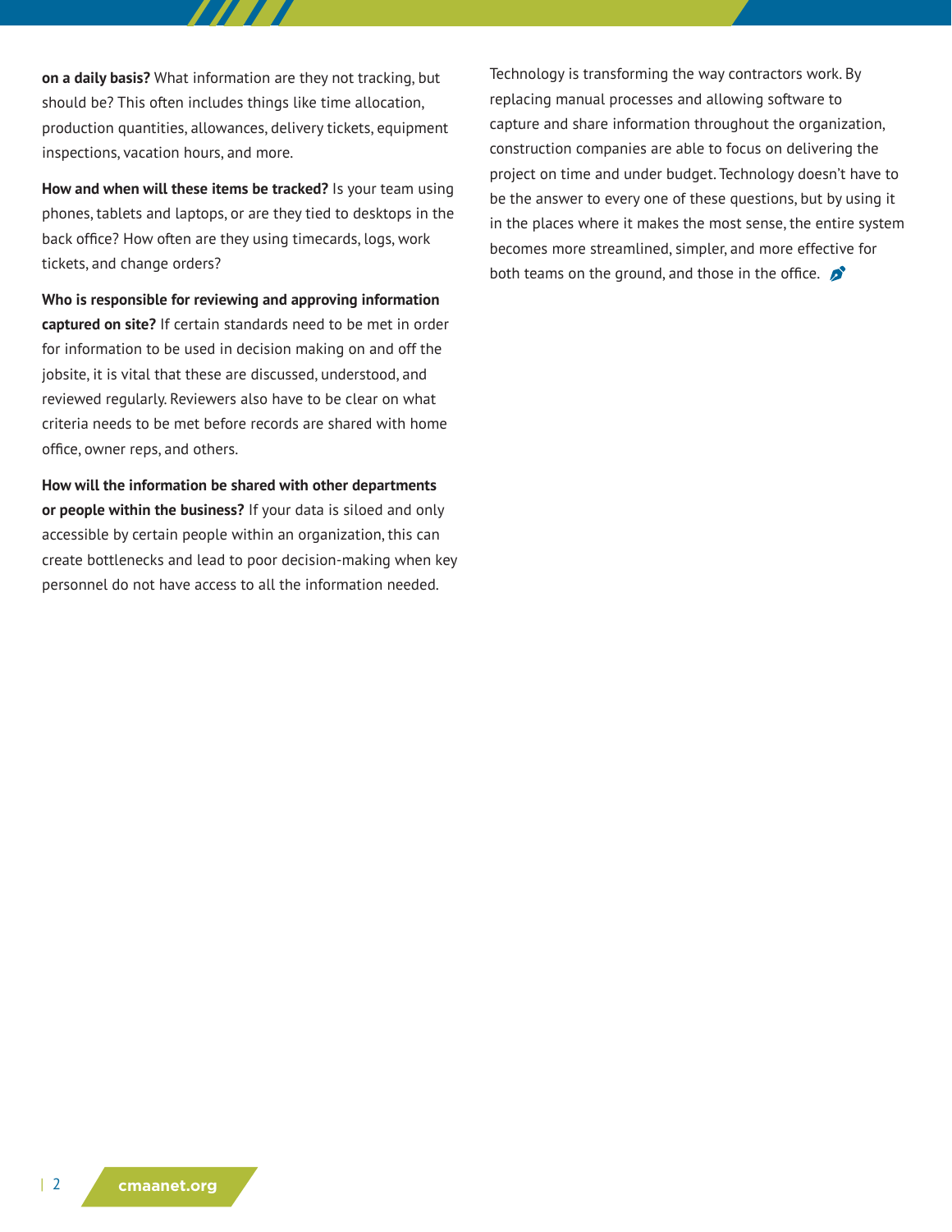**on a daily basis?** What information are they not tracking, but should be? This often includes things like time allocation, production quantities, allowances, delivery tickets, equipment inspections, vacation hours, and more.

**How and when will these items be tracked?** Is your team using phones, tablets and laptops, or are they tied to desktops in the back office? How often are they using timecards, logs, work tickets, and change orders?

**Who is responsible for reviewing and approving information captured on site?** If certain standards need to be met in order for information to be used in decision making on and off the jobsite, it is vital that these are discussed, understood, and reviewed regularly. Reviewers also have to be clear on what criteria needs to be met before records are shared with home office, owner reps, and others.

**How will the information be shared with other departments or people within the business?** If your data is siloed and only accessible by certain people within an organization, this can create bottlenecks and lead to poor decision-making when key personnel do not have access to all the information needed.

Technology is transforming the way contractors work. By replacing manual processes and allowing software to capture and share information throughout the organization, construction companies are able to focus on delivering the project on time and under budget. Technology doesn't have to be the answer to every one of these questions, but by using it in the places where it makes the most sense, the entire system becomes more streamlined, simpler, and more effective for both teams on the ground, and those in the office.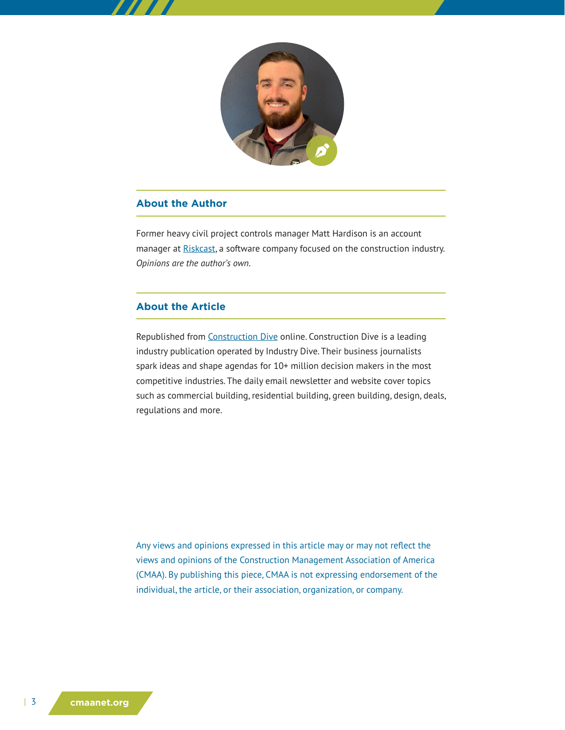## About the Author

Former heavy civil project controls manager Matt Hardison is an account manager at [Riskcast](), a software company focused on the construction industry. *Opinions are the author's own.*

## About the Article

Republished from [Construction Dive]() online. Construction Dive is a leading industry publication operated by Industry Dive. Their business journalists spark ideas and shape agendas for 10+ million decision makers in the most competitive industries. The daily email newsletter and website cover topics such as commercial building, residential building, green building, design, deals, regulations and more.

Any views and opinions expressed in this article may or may not reflect the views and opinions of the Construction Management Association of America (CMAA). By publishing this piece, CMAA is not expressing endorsement of the individual, the article, or their association, organization, or company.